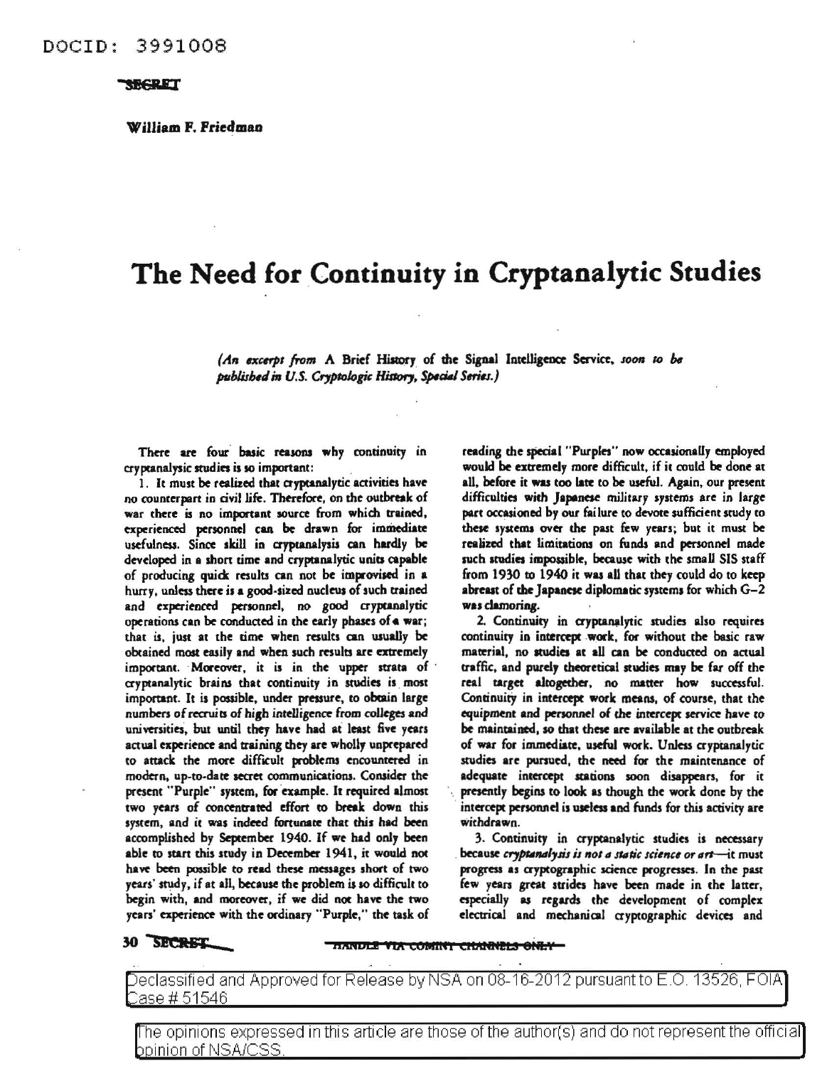DOCID: 3991008

SECRET

**William F. Friedman**

# The Need for Continuity in Cryptanalytic Studies

*(An excerpt from* A Brief History of the Signal Intelligence Service, *soon to be published in U.S. Cryptologic History, Special Series.)*

There are four basic reasons why continuity in cryptanalysic studies is so important:

1. It must be realized that cryptanalytic activities have no counterpart in civil life. Therefore, on the outbreak of war there is no important source from which trained, experienced personnel can be drawn for immediate usefulness. Since skill in cryptanalysis can hardly be developed in a short time and cryptanalytic units capable of producing quick results can not be improvised in a hurry, unless there is a good-sized nucleus of such trained and experienced personnel, no good cryptanalytic operations can be conducted in the early phases of a war; that is, just at the time when results can usually be obtained most easily and when such results are extremely important. Moreover, it is in the upper strata of cryptanalytic brains that continuity in studies is most important. It is possible, under pressure, to obtain large numbers of recruits of high intelligence from colleges and universities, but until they have had at least five years actual experience and training they are wholly unprepared to attack the more difficult problems encountered in modern, up-to-date secret communications. Consider the present "Purple" system, for example. It required almost two years of concentrated effort to break down this system, and it was indeed fortunate that this had been accomplished by September 1940. If we had only been able to start this study in December 1941, it would not have been possible to read these messages short of two years' study, if at all, because the problem is so difficult to begin with, and moreover, if we did not have the two years' experience with the ordinary "Purple," the task of reading the special "Purples" now occasionally employed would be extremely more difficult, if it could be done at all, before it was too late to be useful. Again, our present difficulties with Japanese military systems are in large part occasioned by our failure to devote sufficient study to these systems over the past few years; but it must be realized that limitations on funds and personnel made such studies impossible, because with the small SIS staff from 1930 to 1940 it was all that they could do to keep abreast of the Japanese diplomatic systems for which G-2 was clamoring.

2. Continuity in cryptanalytic studies also requires continuity in intercept work, for without the basic raw material, no studies at all can be conducted on actual traffic, and purely theoretical studies may be far off the real target altogether, no matter how successful. Continuity in intercept work means, of course, that the equipment and personnel of the intercept service have to be maintained, so that these are available at the outbreak of war for immediate, useful work. Unless cryptanalytic studies are pursued, the need for the maintenance of adequate intercept stations soon disappears, for it presently begins to look as though the work done by the intercept personnel is useless and funds for this activity are withdrawn.

3. Continuity in cryptanalytic studies is necessary because *cryptanalysis is not a static science or art*—it must progress as cryptographic science progresses. In the past few years great strides have been made in the latter, especially as regards the development of complex electrical and mechanical cryptographic devices and

SECRET

HANDLE VIA COMINT CHANNELS ONLY

Declassified and Approved for Release by NSA on 08-16-2012 pursuant to E.O. 13526, FOIA Case # 51546

The opinions expressed in this article are those of the author(s) and do not represent the official opinion of NSA/CSS.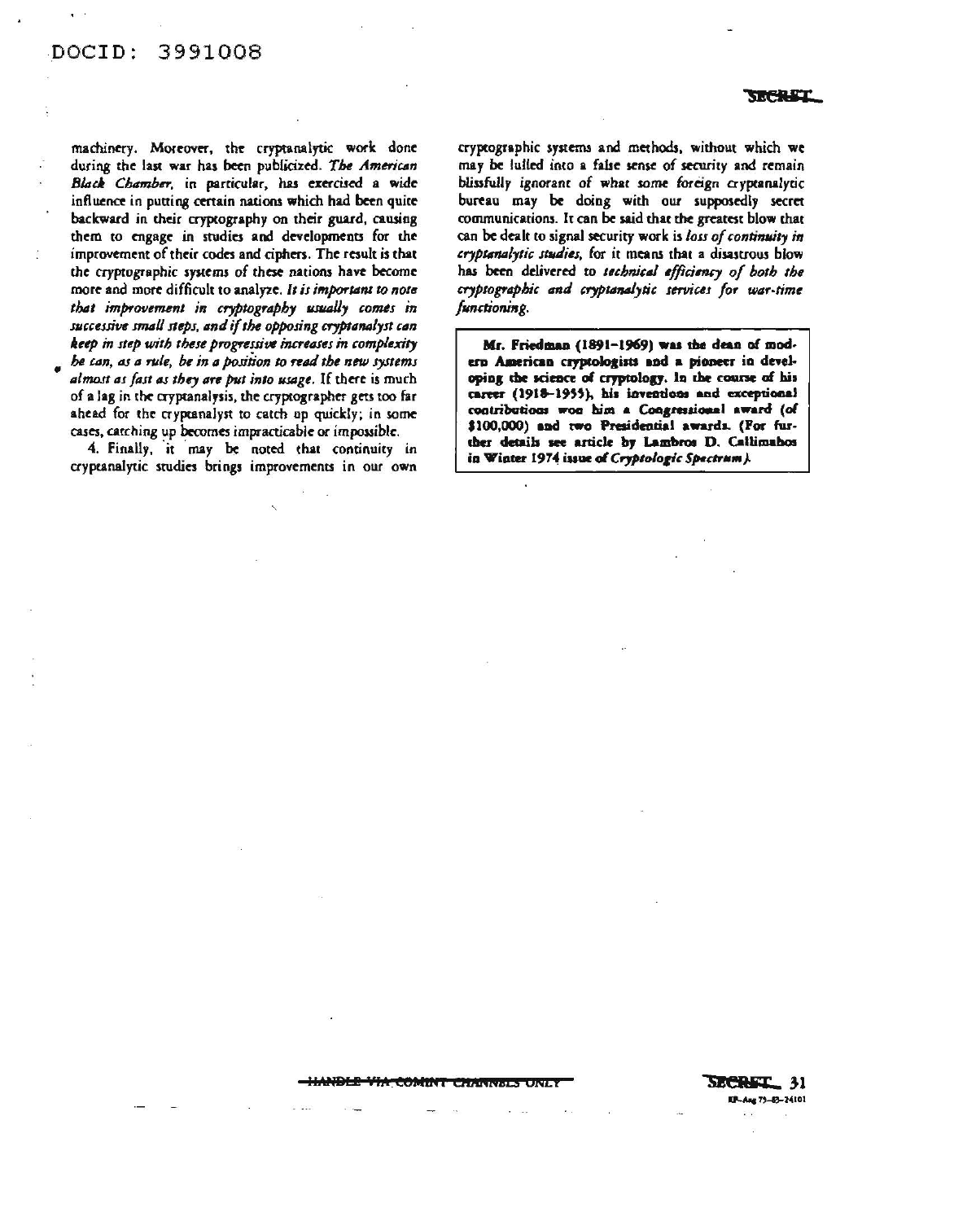machinery. Moreover, the cryptanalytic work done during the last war has been publicized. *The American Black Chamber*, in particular, has exercised a wide influence in putting certain nations which had been quite backward in their cryptography on their guard, causing them to engage in studies and developments for the improvement of their codes and ciphers. The result is that the cryptographic systems of these nations have become more and more difficult to analyze. *It is important to note that improvement in cryptography usually comes in successive small steps, and if the opposing cryptanalyst can keep in step with these progressive increases in complexity he can, as a rule, be in a position to read the new systems almost as fast as they are put into usage.* If there is much of a lag in the cryptanalysis, the cryptographer gets too far ahead for the cryptanalyst to catch up quickly; in some cases, catching up becomes impracticable or impossible.

4. Finally, it may be noted that continuity in cryptanalytic studies brings improvements in our own cryptographic systems and methods, without which we may be lulled into a false sense of security and remain blissfully ignorant of what some foreign cryptanalytic bureau may be doing with our supposedly secret communications. It can be said that the greatest blow that can be dealt to signal security work is *loss of continuity in cryptanalytic studies*, for it means that a disastrous blow has been delivered to *technical efficiency of both the cryptographic and cryptanalytic services for war-time functioning.*

**Mr. Friedman (1891–1969) was the dean of modern American cryptologists and a pioneer in developing the science of cryptology. In the course of his career (1918–1955), his inventions and exceptional contributions won him a Congressional award (of $100,000) and two Presidential awards. (For further details see article by Lambros D. Callimahos in Winter 1974 issue of *Cryptologic Spectrum*.)**